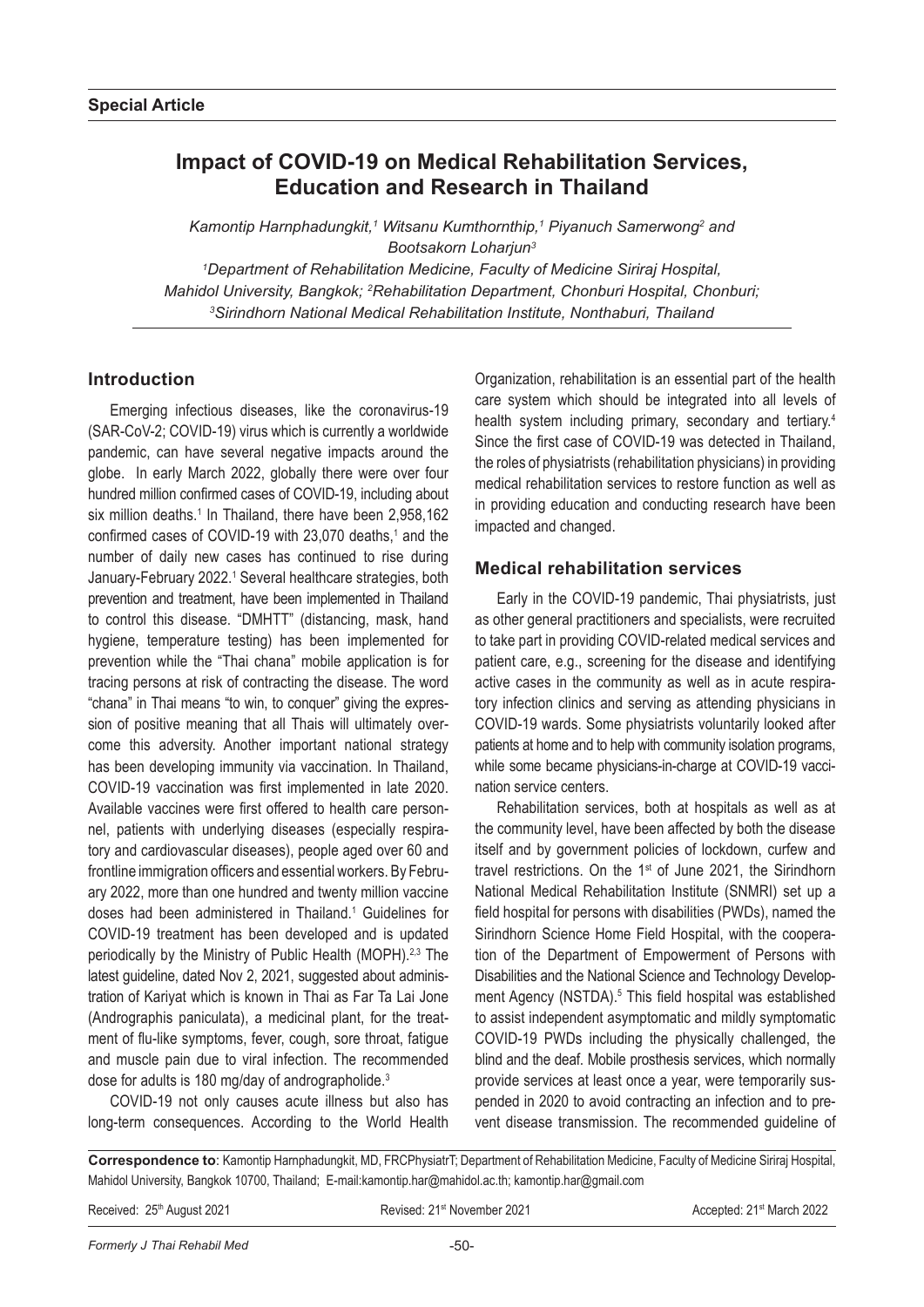**Special Article**

# Impact of COVID-19 on Medical Rehabilitation Services, Education and Research in Thailand

*Kamontip Harnphadungkit,[1] Witsanu Kumthornthip,[1] Piyanuch Samerwong[2] and Bootsakorn Loharjun[3]*

*[1]Department of Rehabilitation Medicine, Faculty of Medicine Siriraj Hospital, Mahidol University, Bangkok; [2]Rehabilitation Department, Chonburi Hospital, Chonburi; [3]Sirindhorn National Medical Rehabilitation Institute, Nonthaburi, Thailand*

## Introduction

Emerging infectious diseases, like the coronavirus-19 (SAR-CoV-2; COVID-19) virus which is currently a worldwide pandemic, can have several negative impacts around the globe. In early March 2022, globally there were over four hundred million confirmed cases of COVID-19, including about six million deaths.[1] In Thailand, there have been 2,958,162 confirmed cases of COVID-19 with 23,070 deaths,[1] and the number of daily new cases has continued to rise during January-February 2022.[1] Several healthcare strategies, both prevention and treatment, have been implemented in Thailand to control this disease. "DMHTT" (distancing, mask, hand hygiene, temperature testing) has been implemented for prevention while the "Thai chana" mobile application is for tracing persons at risk of contracting the disease. The word "chana" in Thai means "to win, to conquer" giving the expression of positive meaning that all Thais will ultimately overcome this adversity. Another important national strategy has been developing immunity via vaccination. In Thailand, COVID-19 vaccination was first implemented in late 2020. Available vaccines were first offered to health care personnel, patients with underlying diseases (especially respiratory and cardiovascular diseases), people aged over 60 and frontline immigration officers and essential workers. By February 2022, more than one hundred and twenty million vaccine doses had been administered in Thailand.[1] Guidelines for COVID-19 treatment has been developed and is updated periodically by the Ministry of Public Health (MOPH).[2,3] The latest guideline, dated Nov 2, 2021, suggested about administration of Kariyat which is known in Thai as Far Ta Lai Jone (Andrographis paniculata), a medicinal plant, for the treatment of flu-like symptoms, fever, cough, sore throat, fatigue and muscle pain due to viral infection. The recommended dose for adults is 180 mg/day of andrographolide.[3]

COVID-19 not only causes acute illness but also has long-term consequences. According to the World Health Organization, rehabilitation is an essential part of the health care system which should be integrated into all levels of health system including primary, secondary and tertiary.[4] Since the first case of COVID-19 was detected in Thailand, the roles of physiatrists (rehabilitation physicians) in providing medical rehabilitation services to restore function as well as in providing education and conducting research have been impacted and changed.

## Medical rehabilitation services

Early in the COVID-19 pandemic, Thai physiatrists, just as other general practitioners and specialists, were recruited to take part in providing COVID-related medical services and patient care, e.g., screening for the disease and identifying active cases in the community as well as in acute respiratory infection clinics and serving as attending physicians in COVID-19 wards. Some physiatrists voluntarily looked after patients at home and to help with community isolation programs, while some became physicians-in-charge at COVID-19 vaccination service centers.

Rehabilitation services, both at hospitals as well as at the community level, have been affected by both the disease itself and by government policies of lockdown, curfew and travel restrictions. On the 1st of June 2021, the Sirindhorn National Medical Rehabilitation Institute (SNMRI) set up a field hospital for persons with disabilities (PWDs), named the Sirindhorn Science Home Field Hospital, with the cooperation of the Department of Empowerment of Persons with Disabilities and the National Science and Technology Development Agency (NSTDA).[5] This field hospital was established to assist independent asymptomatic and mildly symptomatic COVID-19 PWDs including the physically challenged, the blind and the deaf. Mobile prosthesis services, which normally provide services at least once a year, were temporarily suspended in 2020 to avoid contracting an infection and to prevent disease transmission. The recommended guideline of

**Correspondence to**: Kamontip Harnphadungkit, MD, FRCPhysiatrT; Department of Rehabilitation Medicine, Faculty of Medicine Siriraj Hospital, Mahidol University, Bangkok 10700, Thailand; E-mail:kamontip.har@mahidol.ac.th; kamontip.har@gmail.com

Received: 25th August 2021 Revised: 21st November 2021 Accepted: 21st March 2022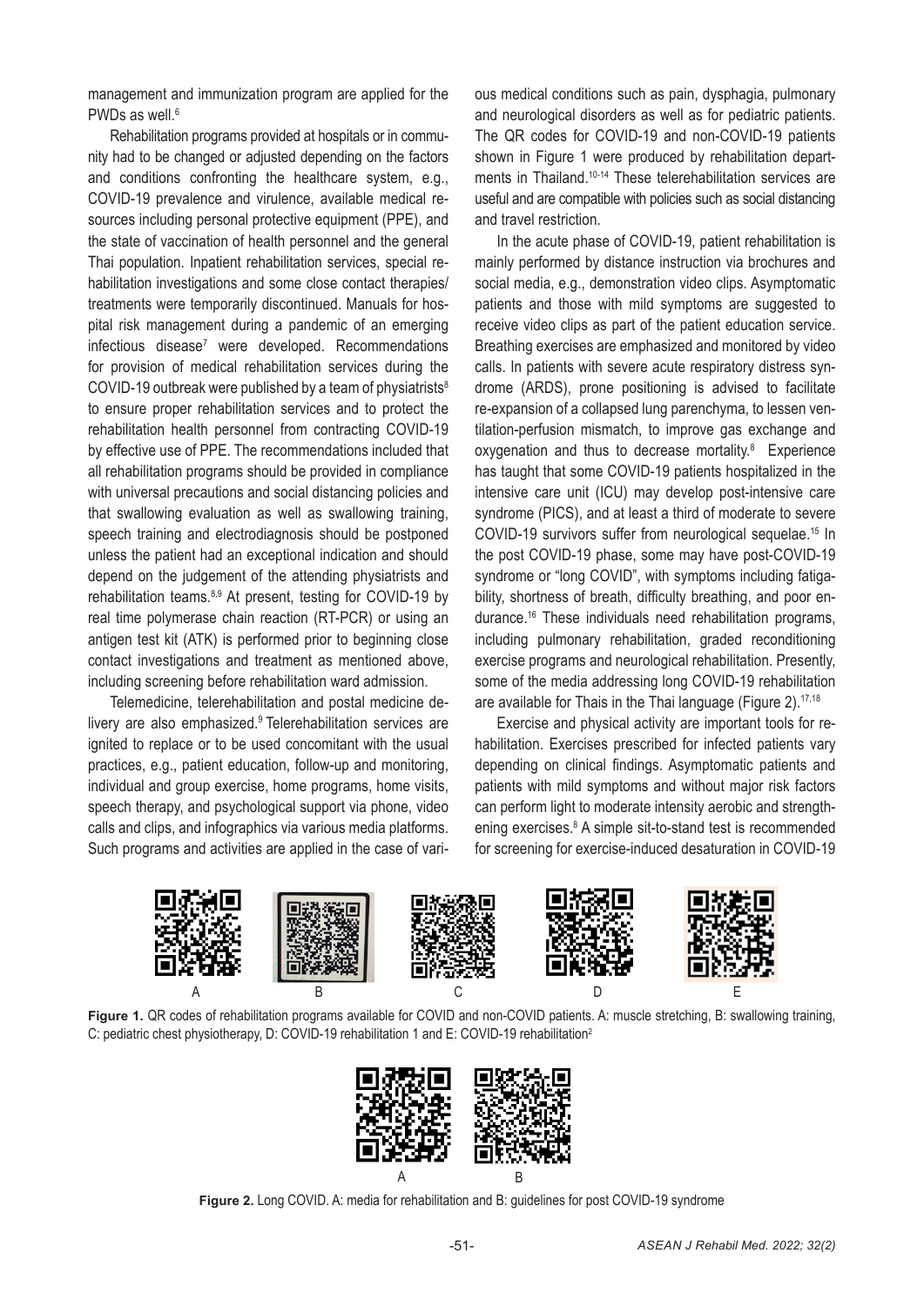management and immunization program are applied for the PWDs as well.[6]

Rehabilitation programs provided at hospitals or in community had to be changed or adjusted depending on the factors and conditions confronting the healthcare system, e.g., COVID-19 prevalence and virulence, available medical resources including personal protective equipment (PPE), and the state of vaccination of health personnel and the general Thai population. Inpatient rehabilitation services, special rehabilitation investigations and some close contact therapies/treatments were temporarily discontinued. Manuals for hospital risk management during a pandemic of an emerging infectious disease[7] were developed. Recommendations for provision of medical rehabilitation services during the COVID-19 outbreak were published by a team of physiatrists[8] to ensure proper rehabilitation services and to protect the rehabilitation health personnel from contracting COVID-19 by effective use of PPE. The recommendations included that all rehabilitation programs should be provided in compliance with universal precautions and social distancing policies and that swallowing evaluation as well as swallowing training, speech training and electrodiagnosis should be postponed unless the patient had an exceptional indication and should depend on the judgement of the attending physiatrists and rehabilitation teams.[8,9] At present, testing for COVID-19 by real time polymerase chain reaction (RT-PCR) or using an antigen test kit (ATK) is performed prior to beginning close contact investigations and treatment as mentioned above, including screening before rehabilitation ward admission.

Telemedicine, telerehabilitation and postal medicine delivery are also emphasized.[9] Telerehabilitation services are ignited to replace or to be used concomitant with the usual practices, e.g., patient education, follow-up and monitoring, individual and group exercise, home programs, home visits, speech therapy, and psychological support via phone, video calls and clips, and infographics via various media platforms. Such programs and activities are applied in the case of various medical conditions such as pain, dysphagia, pulmonary and neurological disorders as well as for pediatric patients. The QR codes for COVID-19 and non-COVID-19 patients shown in Figure 1 were produced by rehabilitation departments in Thailand.[10-14] These telerehabilitation services are useful and are compatible with policies such as social distancing and travel restriction.

In the acute phase of COVID-19, patient rehabilitation is mainly performed by distance instruction via brochures and social media, e.g., demonstration video clips. Asymptomatic patients and those with mild symptoms are suggested to receive video clips as part of the patient education service. Breathing exercises are emphasized and monitored by video calls. In patients with severe acute respiratory distress syndrome (ARDS), prone positioning is advised to facilitate re-expansion of a collapsed lung parenchyma, to lessen ventilation-perfusion mismatch, to improve gas exchange and oxygenation and thus to decrease mortality.[8] Experience has taught that some COVID-19 patients hospitalized in the intensive care unit (ICU) may develop post-intensive care syndrome (PICS), and at least a third of moderate to severe COVID-19 survivors suffer from neurological sequelae.[15] In the post COVID-19 phase, some may have post-COVID-19 syndrome or "long COVID", with symptoms including fatigability, shortness of breath, difficulty breathing, and poor endurance.[16] These individuals need rehabilitation programs, including pulmonary rehabilitation, graded reconditioning exercise programs and neurological rehabilitation. Presently, some of the media addressing long COVID-19 rehabilitation are available for Thais in the Thai language (Figure 2).[17,18]

Exercise and physical activity are important tools for rehabilitation. Exercises prescribed for infected patients vary depending on clinical findings. Asymptomatic patients and patients with mild symptoms and without major risk factors can perform light to moderate intensity aerobic and strengthening exercises.[8] A simple sit-to-stand test is recommended for screening for exercise-induced desaturation in COVID-19

**Figure 1.** QR codes of rehabilitation programs available for COVID and non-COVID patients. A: muscle stretching, B: swallowing training, C: pediatric chest physiotherapy, D: COVID-19 rehabilitation 1 and E: COVID-19 rehabilitation[2]

**Figure 2.** Long COVID. A: media for rehabilitation and B: guidelines for post COVID-19 syndrome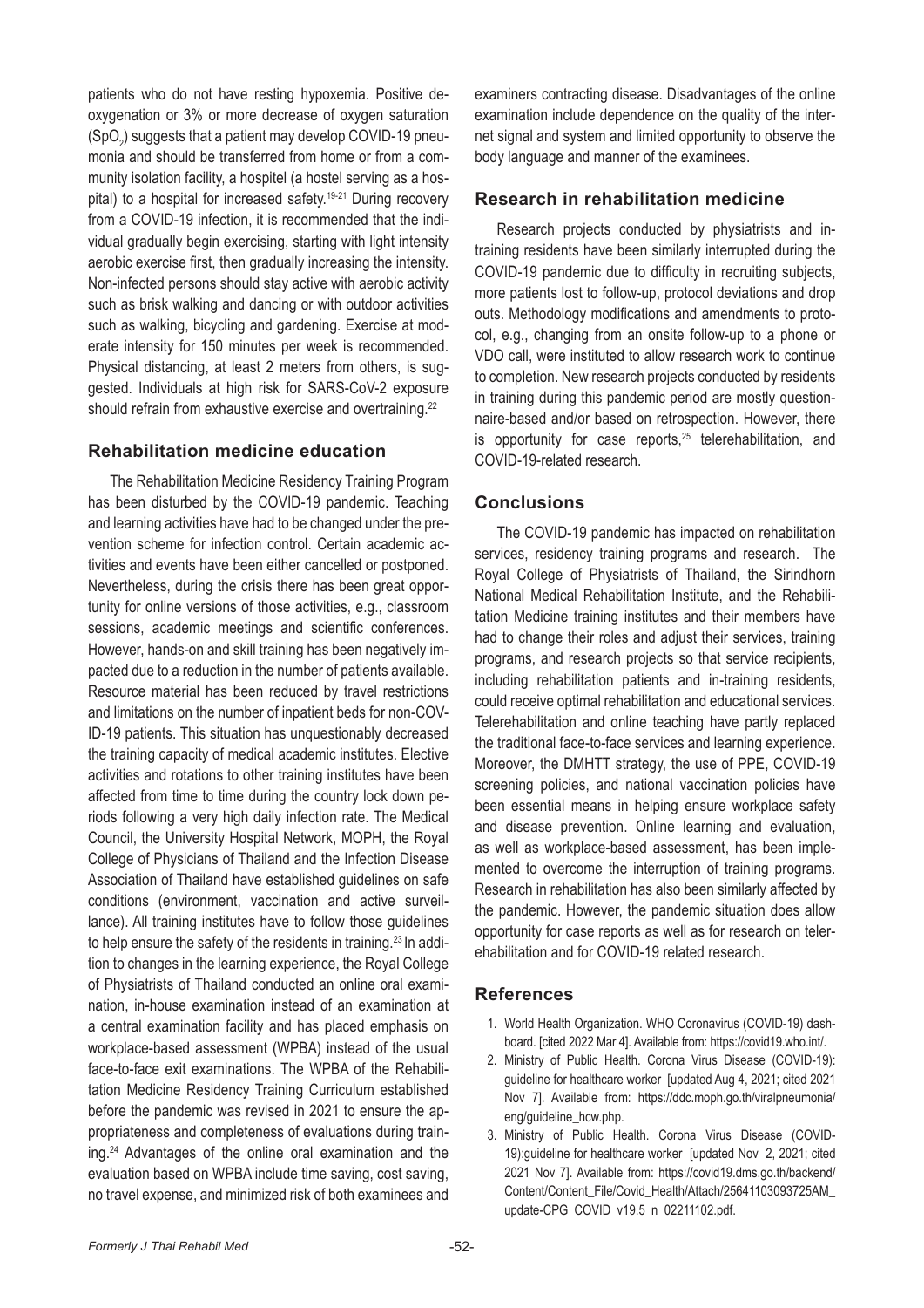patients who do not have resting hypoxemia. Positive deoxygenation or 3% or more decrease of oxygen saturation ($SpO_2$) suggests that a patient may develop COVID-19 pneumonia and should be transferred from home or from a community isolation facility, a hospitel (a hostel serving as a hospital) to a hospital for increased safety.[19-21] During recovery from a COVID-19 infection, it is recommended that the individual gradually begin exercising, starting with light intensity aerobic exercise first, then gradually increasing the intensity. Non-infected persons should stay active with aerobic activity such as brisk walking and dancing or with outdoor activities such as walking, bicycling and gardening. Exercise at moderate intensity for 150 minutes per week is recommended. Physical distancing, at least 2 meters from others, is suggested. Individuals at high risk for SARS-CoV-2 exposure should refrain from exhaustive exercise and overtraining.[22]

## Rehabilitation medicine education

The Rehabilitation Medicine Residency Training Program has been disturbed by the COVID-19 pandemic. Teaching and learning activities have had to be changed under the prevention scheme for infection control. Certain academic activities and events have been either cancelled or postponed. Nevertheless, during the crisis there has been great opportunity for online versions of those activities, e.g., classroom sessions, academic meetings and scientific conferences. However, hands-on and skill training has been negatively impacted due to a reduction in the number of patients available. Resource material has been reduced by travel restrictions and limitations on the number of inpatient beds for non-COVID-19 patients. This situation has unquestionably decreased the training capacity of medical academic institutes. Elective activities and rotations to other training institutes have been affected from time to time during the country lock down periods following a very high daily infection rate. The Medical Council, the University Hospital Network, MOPH, the Royal College of Physicians of Thailand and the Infection Disease Association of Thailand have established guidelines on safe conditions (environment, vaccination and active surveillance). All training institutes have to follow those guidelines to help ensure the safety of the residents in training.[23] In addition to changes in the learning experience, the Royal College of Physiatrists of Thailand conducted an online oral examination, in-house examination instead of an examination at a central examination facility and has placed emphasis on workplace-based assessment (WPBA) instead of the usual face-to-face exit examinations. The WPBA of the Rehabilitation Medicine Residency Training Curriculum established before the pandemic was revised in 2021 to ensure the appropriateness and completeness of evaluations during training.[24] Advantages of the online oral examination and the evaluation based on WPBA include time saving, cost saving, no travel expense, and minimized risk of both examinees and examiners contracting disease. Disadvantages of the online examination include dependence on the quality of the internet signal and system and limited opportunity to observe the body language and manner of the examinees.

## Research in rehabilitation medicine

Research projects conducted by physiatrists and in-training residents have been similarly interrupted during the COVID-19 pandemic due to difficulty in recruiting subjects, more patients lost to follow-up, protocol deviations and drop outs. Methodology modifications and amendments to protocol, e.g., changing from an onsite follow-up to a phone or VDO call, were instituted to allow research work to continue to completion. New research projects conducted by residents in training during this pandemic period are mostly questionnaire-based and/or based on retrospection. However, there is opportunity for case reports,[25] telerehabilitation, and COVID-19-related research.

## Conclusions

The COVID-19 pandemic has impacted on rehabilitation services, residency training programs and research. The Royal College of Physiatrists of Thailand, the Sirindhorn National Medical Rehabilitation Institute, and the Rehabilitation Medicine training institutes and their members have had to change their roles and adjust their services, training programs, and research projects so that service recipients, including rehabilitation patients and in-training residents, could receive optimal rehabilitation and educational services. Telerehabilitation and online teaching have partly replaced the traditional face-to-face services and learning experience. Moreover, the DMHTT strategy, the use of PPE, COVID-19 screening policies, and national vaccination policies have been essential means in helping ensure workplace safety and disease prevention. Online learning and evaluation, as well as workplace-based assessment, has been implemented to overcome the interruption of training programs. Research in rehabilitation has also been similarly affected by the pandemic. However, the pandemic situation does allow opportunity for case reports as well as for research on telerehabilitation and for COVID-19 related research.

## References

1. World Health Organization. WHO Coronavirus (COVID-19) dashboard. [cited 2022 Mar 4]. Available from: https://covid19.who.int/.
2. Ministry of Public Health. Corona Virus Disease (COVID-19): guideline for healthcare worker [updated Aug 4, 2021; cited 2021 Nov 7]. Available from: https://ddc.moph.go.th/viralpneumonia/eng/guideline_hcw.php.
3. Ministry of Public Health. Corona Virus Disease (COVID-19):guideline for healthcare worker [updated Nov 2, 2021; cited 2021 Nov 7]. Available from: https://covid19.dms.go.th/backend/Content/Content_File/Covid_Health/Attach/25641103093725AM_update-CPG_COVID_v19.5_n_02211102.pdf.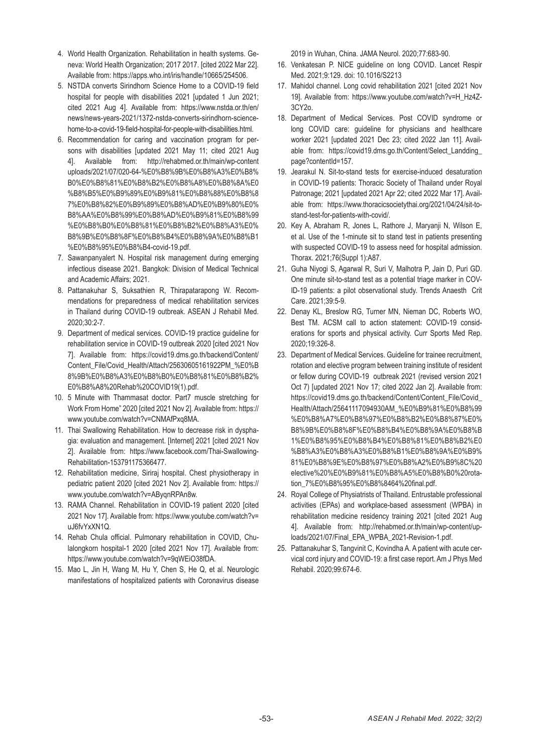4. World Health Organization. Rehabilitation in health systems. Geneva: World Health Organization; 2017 2017. [cited 2022 Mar 22]. Available from: https://apps.who.int/iris/handle/10665/254506.
5. NSTDA converts Sirindhorn Science Home to a COVID-19 field hospital for people with disabilities 2021 [updated 1 Jun 2021; cited 2021 Aug 4]. Available from: https://www.nstda.or.th/en/news/news-years-2021/1372-nstda-converts-sirindhorn-science-home-to-a-covid-19-field-hospital-for-people-with-disabilities.html.
6. Recommendation for caring and vaccination program for persons with disabilities [updated 2021 May 11; cited 2021 Aug 4]. Available from: http://rehabmed.or.th/main/wp-content uploads/2021/07/020-64-%E0%B8%9B%E0%B8%A3%E0%B8%B0%E0%B8%81%E0%B8%B2%E0%B8%A8%E0%B8%8A%E0%B8%B5%E0%B9%89%E0%B9%81%E0%B8%88%E0%B8%87%E0%B8%82%E0%B9%89%E0%B8%AD%E0%B9%80%E0%B8%AA%E0%B8%99%E0%B8%AD%E0%B9%81%E0%B8%99%E0%B8%B0%E0%B8%81%E0%B8%B2%E0%B8%A3%E0%B8%9B%E0%B8%8F%E0%B8%B4%E0%B8%9A%E0%B8%B1%E0%B8%95%E0%B8%B4-covid-19.pdf.
7. Sawanpanyalert N. Hospital risk management during emerging infectious disease 2021. Bangkok: Division of Medical Technical and Academic Affairs; 2021.
8. Pattanakuhar S, Suksathien R, Thirapatarapong W. Recommendations for preparedness of medical rehabilitation services in Thailand during COVID-19 outbreak. ASEAN J Rehabil Med. 2020;30:2-7.
9. Department of medical services. COVID-19 practice guideline for rehabilitation service in COVID-19 outbreak 2020 [cited 2021 Nov 7]. Available from: https://covid19.dms.go.th/backend/Content/Content_File/Covid_Health/Attach/25630605161922PM_%E0%B8%9B%E0%B8%A3%E0%B8%B0%E0%B8%81%E0%B8%B2%E0%B8%A8%20Rehab%20COVID19(1).pdf.
10. 5 Minute with Thammasat doctor. Part7 muscle stretching for Work From Home" 2020 [cited 2021 Nov 2]. Available from: https://www.youtube.com/watch?v=CNMAfPxq8MA.
11. Thai Swallowing Rehabilitation. How to decrease risk in dysphagia: evaluation and management. [Internet] 2021 [cited 2021 Nov 2]. Available from: https://www.facebook.com/Thai-Swallowing-Rehabilitation-153791175366477.
12. Rehabilitation medicine, Siriraj hospital. Chest physiotherapy in pediatric patient 2020 [cited 2021 Nov 2]. Available from: https://www.youtube.com/watch?v=AByqnRPAn8w.
13. RAMA Channel. Rehabilitation in COVID-19 patient 2020 [cited 2021 Nov 17]. Available from: https://www.youtube.com/watch?v=uJ6fvYxXN1Q.
14. Rehab Chula official. Pulmonary rehabilitation in COVID, Chulalongkorn hospital-1 2020 [cited 2021 Nov 17]. Available from: https://www.youtube.com/watch?v=9qWEiO38fDA.
15. Mao L, Jin H, Wang M, Hu Y, Chen S, He Q, et al. Neurologic manifestations of hospitalized patients with Coronavirus disease 2019 in Wuhan, China. JAMA Neurol. 2020;77:683-90.
16. Venkatesan P. NICE guideline on long COVID. Lancet Respir Med. 2021;9:129. doi: 10.1016/S2213
17. Mahidol channel. Long covid rehabilitation 2021 [cited 2021 Nov 19]. Available from: https://www.youtube.com/watch?v=H_Hz4Z-3CY2o.
18. Department of Medical Services. Post COVID syndrome or long COVID care: guideline for physicians and healthcare worker 2021 [updated 2021 Dec 23; cited 2022 Jan 11]. Available from: https://covid19.dms.go.th/Content/Select_Landding_page?contentId=157.
19. Jearakul N. Sit-to-stand tests for exercise-induced desaturation in COVID-19 patients: Thoracic Society of Thailand under Royal Patronage; 2021 [updated 2021 Apr 22; cited 2022 Mar 17]. Available from: https://www.thoracicsocietythai.org/2021/04/24/sit-to-stand-test-for-patients-with-covid/.
20. Key A, Abraham R, Jones L, Rathore J, Maryanji N, Wilson E, et al. Use of the 1-minute sit to stand test in patients presenting with suspected COVID-19 to assess need for hospital admission. Thorax. 2021;76(Suppl 1):A87.
21. Guha Niyogi S, Agarwal R, Suri V, Malhotra P, Jain D, Puri GD. One minute sit-to-stand test as a potential triage marker in COVID-19 patients: a pilot observational study. Trends Anaesth Crit Care. 2021;39:5-9.
22. Denay KL, Breslow RG, Turner MN, Nieman DC, Roberts WO, Best TM. ACSM call to action statement: COVID-19 considerations for sports and physical activity. Curr Sports Med Rep. 2020;19:326-8.
23. Department of Medical Services. Guideline for trainee recruitment, rotation and elective program between training institute of resident or fellow during COVID-19 outbreak 2021 (revised version 2021 Oct 7) [updated 2021 Nov 17; cited 2022 Jan 2]. Available from: https://covid19.dms.go.th/backend/Content/Content_File/Covid_Health/Attach/25641117094930AM_%E0%B9%81%E0%B8%99%E0%B8%A7%E0%B8%97%E0%B8%B2%E0%B8%87%E0%B8%9B%E0%B8%8F%E0%B8%B4%E0%B8%9A%E0%B8%B1%E0%B8%95%E0%B8%B4%E0%B8%81%E0%B8%B2%E0%B8%A3%E0%B8%A3%E0%B8%B1%E0%B8%9A%E0%B9%81%E0%B8%9E%E0%B8%97%E0%B8%A2%E0%B9%8C%20elective%20%E0%B9%81%E0%B8%A5%E0%B8%B0%20rotation_7%E0%B8%95%E0%B8%8464%20final.pdf.
24. Royal College of Physiatrists of Thailand. Entrustable professional activities (EPAs) and workplace-based assessment (WPBA) in rehabilitation medicine residency training 2021 [cited 2021 Aug 4]. Available from: http://rehabmed.or.th/main/wp-content/uploads/2021/07/Final_EPA_WPBA_2021-Revision-1.pdf.
25. Pattanakuhar S, Tangvinit C, Kovindha A. A patient with acute cervical cord injury and COVID-19: a first case report. Am J Phys Med Rehabil. 2020;99:674-6.